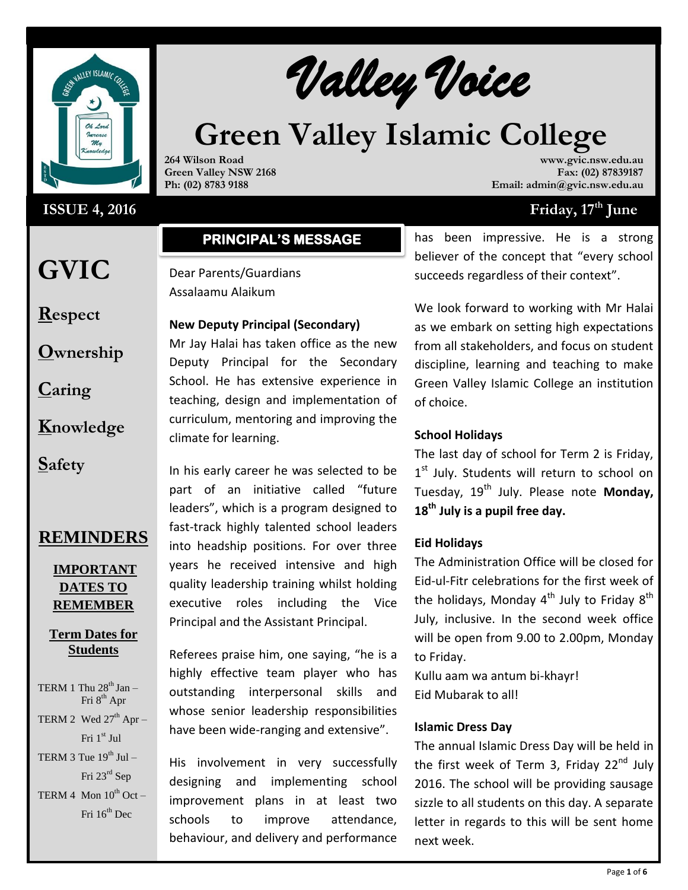# Valley Voice

# Green Valley Islamic College

**264 Wilson Road**
**Green Valley NSW 2168**
**Ph: (02) 8783 9188**

**www.gvic.nsw.edu.au**
**Fax: (02) 87839187**
**Email: admin@gvic.nsw.edu.au**

**ISSUE 4, 2016**

**Friday, 17th June**

# GVIC

**R**espect

**O**wnership

**C**aring

**K**nowledge

**S**afety

## REMINDERS

### IMPORTANT DATES TO REMEMBER

### Term Dates for Students

TERM 1 Thu 28th Jan – Fri 8th Apr

TERM 2 Wed 27th Apr – Fri 1st Jul

TERM 3 Tue 19th Jul – Fri 23rd Sep

TERM 4 Mon 10th Oct – Fri 16th Dec

## PRINCIPAL'S MESSAGE

Dear Parents/Guardians
Assalaamu Alaikum

**New Deputy Principal (Secondary)**

Mr Jay Halai has taken office as the new Deputy Principal for the Secondary School. He has extensive experience in teaching, design and implementation of curriculum, mentoring and improving the climate for learning.

In his early career he was selected to be part of an initiative called "future leaders", which is a program designed to fast-track highly talented school leaders into headship positions. For over three years he received intensive and high quality leadership training whilst holding executive roles including the Vice Principal and the Assistant Principal.

Referees praise him, one saying, "he is a highly effective team player who has outstanding interpersonal skills and whose senior leadership responsibilities have been wide-ranging and extensive".

His involvement in very successfully designing and implementing school improvement plans in at least two schools to improve attendance, behaviour, and delivery and performance has been impressive. He is a strong believer of the concept that "every school succeeds regardless of their context".

We look forward to working with Mr Halai as we embark on setting high expectations from all stakeholders, and focus on student discipline, learning and teaching to make Green Valley Islamic College an institution of choice.

**School Holidays**

The last day of school for Term 2 is Friday, 1st July. Students will return to school on Tuesday, 19th July. Please note **Monday, 18th July is a pupil free day.**

**Eid Holidays**

The Administration Office will be closed for Eid-ul-Fitr celebrations for the first week of the holidays, Monday 4th July to Friday 8th July, inclusive. In the second week office will be open from 9.00 to 2.00pm, Monday to Friday.

Kullu aam wa antum bi-khayr!
Eid Mubarak to all!

**Islamic Dress Day**

The annual Islamic Dress Day will be held in the first week of Term 3, Friday 22nd July 2016. The school will be providing sausage sizzle to all students on this day. A separate letter in regards to this will be sent home next week.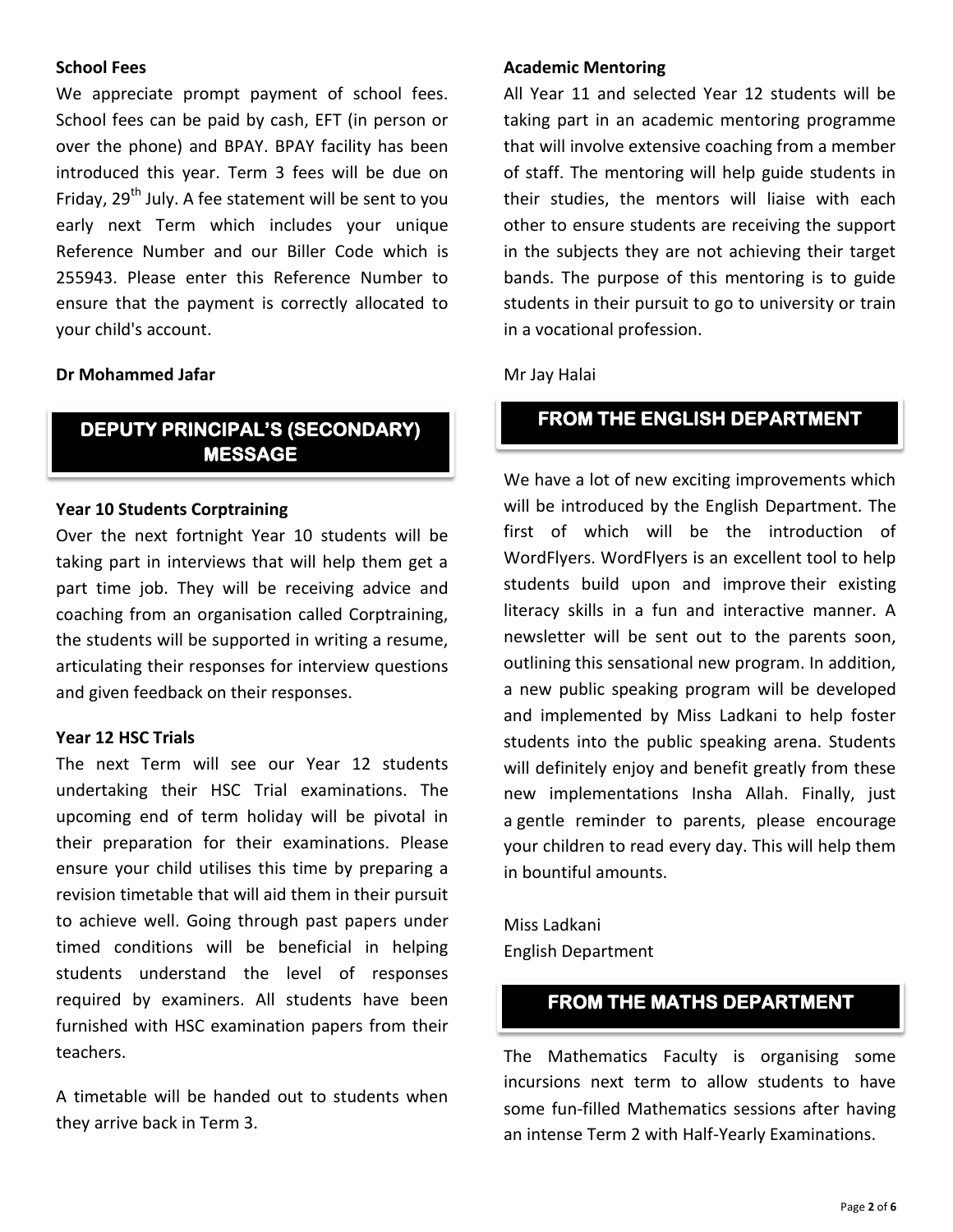**School Fees**

We appreciate prompt payment of school fees. School fees can be paid by cash, EFT (in person or over the phone) and BPAY. BPAY facility has been introduced this year. Term 3 fees will be due on Friday, 29th July. A fee statement will be sent to you early next Term which includes your unique Reference Number and our Biller Code which is 255943. Please enter this Reference Number to ensure that the payment is correctly allocated to your child's account.

**Dr Mohammed Jafar**

## DEPUTY PRINCIPAL'S (SECONDARY) MESSAGE

**Year 10 Students Corptraining**

Over the next fortnight Year 10 students will be taking part in interviews that will help them get a part time job. They will be receiving advice and coaching from an organisation called Corptraining, the students will be supported in writing a resume, articulating their responses for interview questions and given feedback on their responses.

**Year 12 HSC Trials**

The next Term will see our Year 12 students undertaking their HSC Trial examinations. The upcoming end of term holiday will be pivotal in their preparation for their examinations. Please ensure your child utilises this time by preparing a revision timetable that will aid them in their pursuit to achieve well. Going through past papers under timed conditions will be beneficial in helping students understand the level of responses required by examiners. All students have been furnished with HSC examination papers from their teachers.

A timetable will be handed out to students when they arrive back in Term 3.

**Academic Mentoring**

All Year 11 and selected Year 12 students will be taking part in an academic mentoring programme that will involve extensive coaching from a member of staff. The mentoring will help guide students in their studies, the mentors will liaise with each other to ensure students are receiving the support in the subjects they are not achieving their target bands. The purpose of this mentoring is to guide students in their pursuit to go to university or train in a vocational profession.

Mr Jay Halai

## FROM THE ENGLISH DEPARTMENT

We have a lot of new exciting improvements which will be introduced by the English Department. The first of which will be the introduction of WordFlyers. WordFlyers is an excellent tool to help students build upon and improve their existing literacy skills in a fun and interactive manner. A newsletter will be sent out to the parents soon, outlining this sensational new program. In addition, a new public speaking program will be developed and implemented by Miss Ladkani to help foster students into the public speaking arena. Students will definitely enjoy and benefit greatly from these new implementations Insha Allah. Finally, just a gentle reminder to parents, please encourage your children to read every day. This will help them in bountiful amounts.

Miss Ladkani
English Department

## FROM THE MATHS DEPARTMENT

The Mathematics Faculty is organising some incursions next term to allow students to have some fun-filled Mathematics sessions after having an intense Term 2 with Half-Yearly Examinations.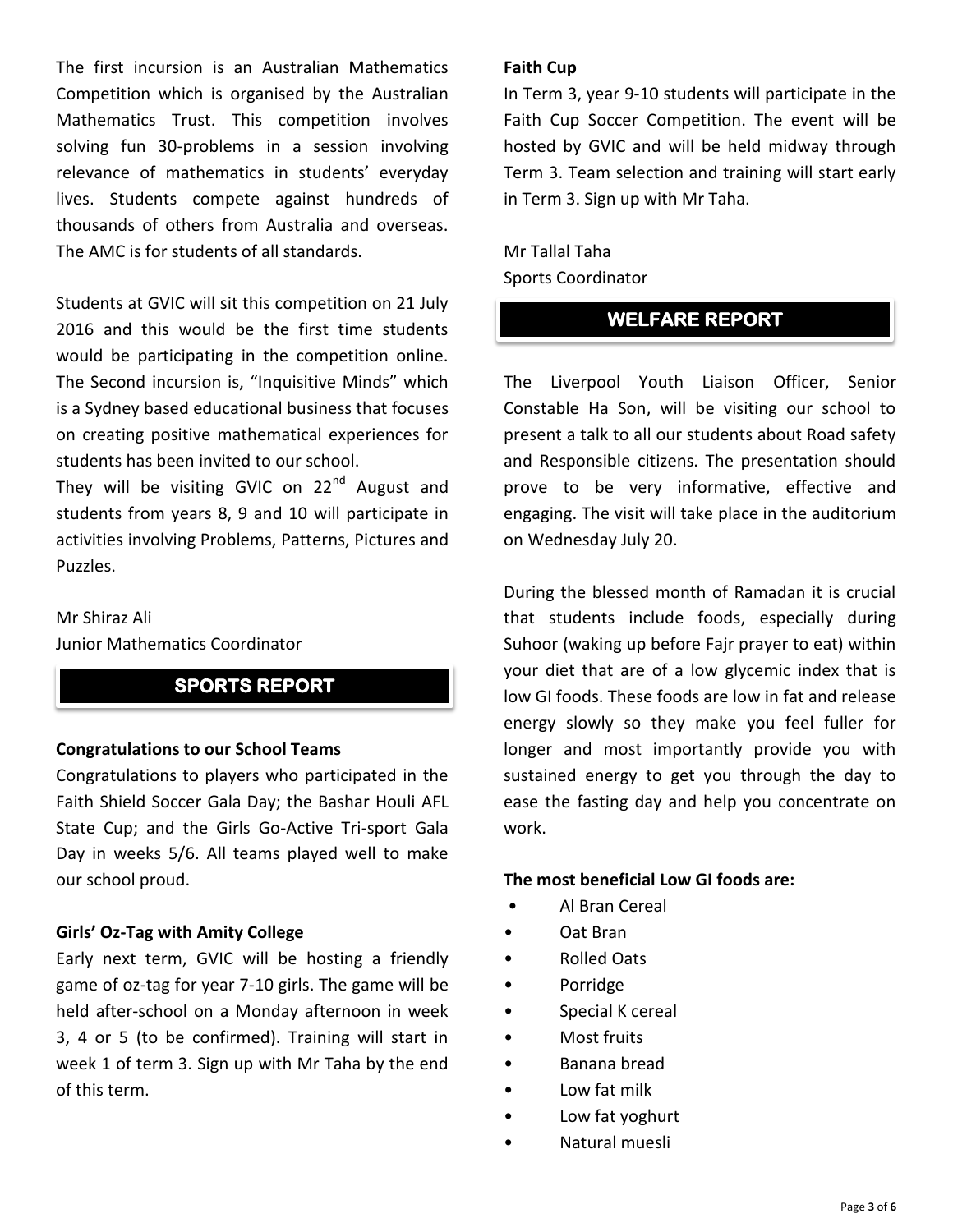The first incursion is an Australian Mathematics Competition which is organised by the Australian Mathematics Trust. This competition involves solving fun 30-problems in a session involving relevance of mathematics in students' everyday lives. Students compete against hundreds of thousands of others from Australia and overseas. The AMC is for students of all standards.

Students at GVIC will sit this competition on 21 July 2016 and this would be the first time students would be participating in the competition online. The Second incursion is, "Inquisitive Minds" which is a Sydney based educational business that focuses on creating positive mathematical experiences for students has been invited to our school.
They will be visiting GVIC on 22nd August and students from years 8, 9 and 10 will participate in activities involving Problems, Patterns, Pictures and Puzzles.

Mr Shiraz Ali
Junior Mathematics Coordinator

## SPORTS REPORT

**Congratulations to our School Teams**
Congratulations to players who participated in the Faith Shield Soccer Gala Day; the Bashar Houli AFL State Cup; and the Girls Go-Active Tri-sport Gala Day in weeks 5/6. All teams played well to make our school proud.

**Girls' Oz-Tag with Amity College**
Early next term, GVIC will be hosting a friendly game of oz-tag for year 7-10 girls. The game will be held after-school on a Monday afternoon in week 3, 4 or 5 (to be confirmed). Training will start in week 1 of term 3. Sign up with Mr Taha by the end of this term.

**Faith Cup**
In Term 3, year 9-10 students will participate in the Faith Cup Soccer Competition. The event will be hosted by GVIC and will be held midway through Term 3. Team selection and training will start early in Term 3. Sign up with Mr Taha.

Mr Tallal Taha
Sports Coordinator

## WELFARE REPORT

The Liverpool Youth Liaison Officer, Senior Constable Ha Son, will be visiting our school to present a talk to all our students about Road safety and Responsible citizens. The presentation should prove to be very informative, effective and engaging. The visit will take place in the auditorium on Wednesday July 20.

During the blessed month of Ramadan it is crucial that students include foods, especially during Suhoor (waking up before Fajr prayer to eat) within your diet that are of a low glycemic index that is low GI foods. These foods are low in fat and release energy slowly so they make you feel fuller for longer and most importantly provide you with sustained energy to get you through the day to ease the fasting day and help you concentrate on work.

**The most beneficial Low GI foods are:**

- Al Bran Cereal
- Oat Bran
- Rolled Oats
- Porridge
- Special K cereal
- Most fruits
- Banana bread
- Low fat milk
- Low fat yoghurt
- Natural muesli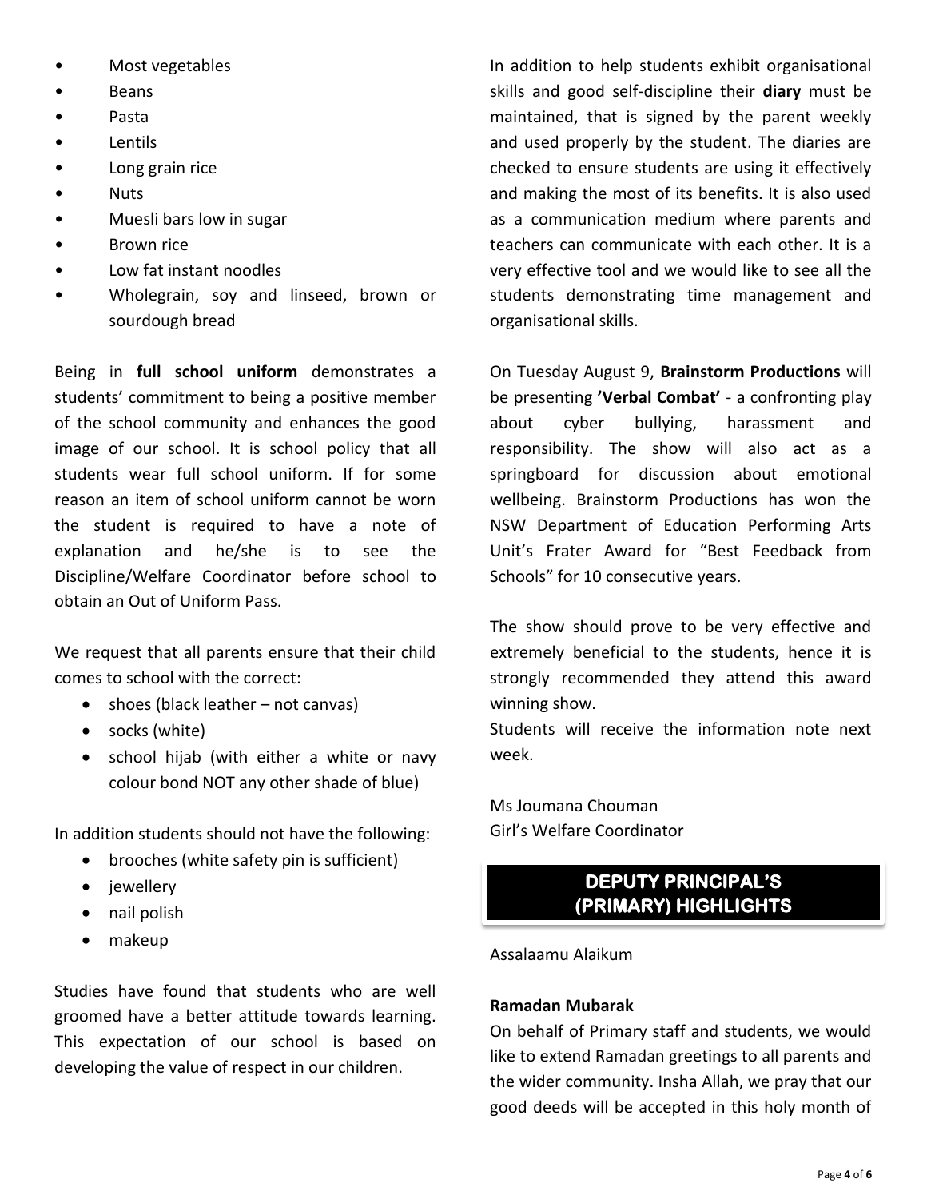- Most vegetables
- Beans
- Pasta
- Lentils
- Long grain rice
- Nuts
- Muesli bars low in sugar
- Brown rice
- Low fat instant noodles
- Wholegrain, soy and linseed, brown or sourdough bread

Being in **full school uniform** demonstrates a students' commitment to being a positive member of the school community and enhances the good image of our school. It is school policy that all students wear full school uniform. If for some reason an item of school uniform cannot be worn the student is required to have a note of explanation and he/she is to see the Discipline/Welfare Coordinator before school to obtain an Out of Uniform Pass.

We request that all parents ensure that their child comes to school with the correct:

- shoes (black leather – not canvas)
- socks (white)
- school hijab (with either a white or navy colour bond NOT any other shade of blue)

In addition students should not have the following:

- brooches (white safety pin is sufficient)
- jewellery
- nail polish
- makeup

Studies have found that students who are well groomed have a better attitude towards learning. This expectation of our school is based on developing the value of respect in our children.

In addition to help students exhibit organisational skills and good self-discipline their **diary** must be maintained, that is signed by the parent weekly and used properly by the student. The diaries are checked to ensure students are using it effectively and making the most of its benefits. It is also used as a communication medium where parents and teachers can communicate with each other. It is a very effective tool and we would like to see all the students demonstrating time management and organisational skills.

On Tuesday August 9, **Brainstorm Productions** will be presenting **'Verbal Combat'** - a confronting play about cyber bullying, harassment and responsibility. The show will also act as a springboard for discussion about emotional wellbeing. Brainstorm Productions has won the NSW Department of Education Performing Arts Unit's Frater Award for "Best Feedback from Schools" for 10 consecutive years.

The show should prove to be very effective and extremely beneficial to the students, hence it is strongly recommended they attend this award winning show.

Students will receive the information note next week.

Ms Joumana Chouman
Girl's Welfare Coordinator

## DEPUTY PRINCIPAL'S (PRIMARY) HIGHLIGHTS

Assalaamu Alaikum

**Ramadan Mubarak**

On behalf of Primary staff and students, we would like to extend Ramadan greetings to all parents and the wider community. Insha Allah, we pray that our good deeds will be accepted in this holy month of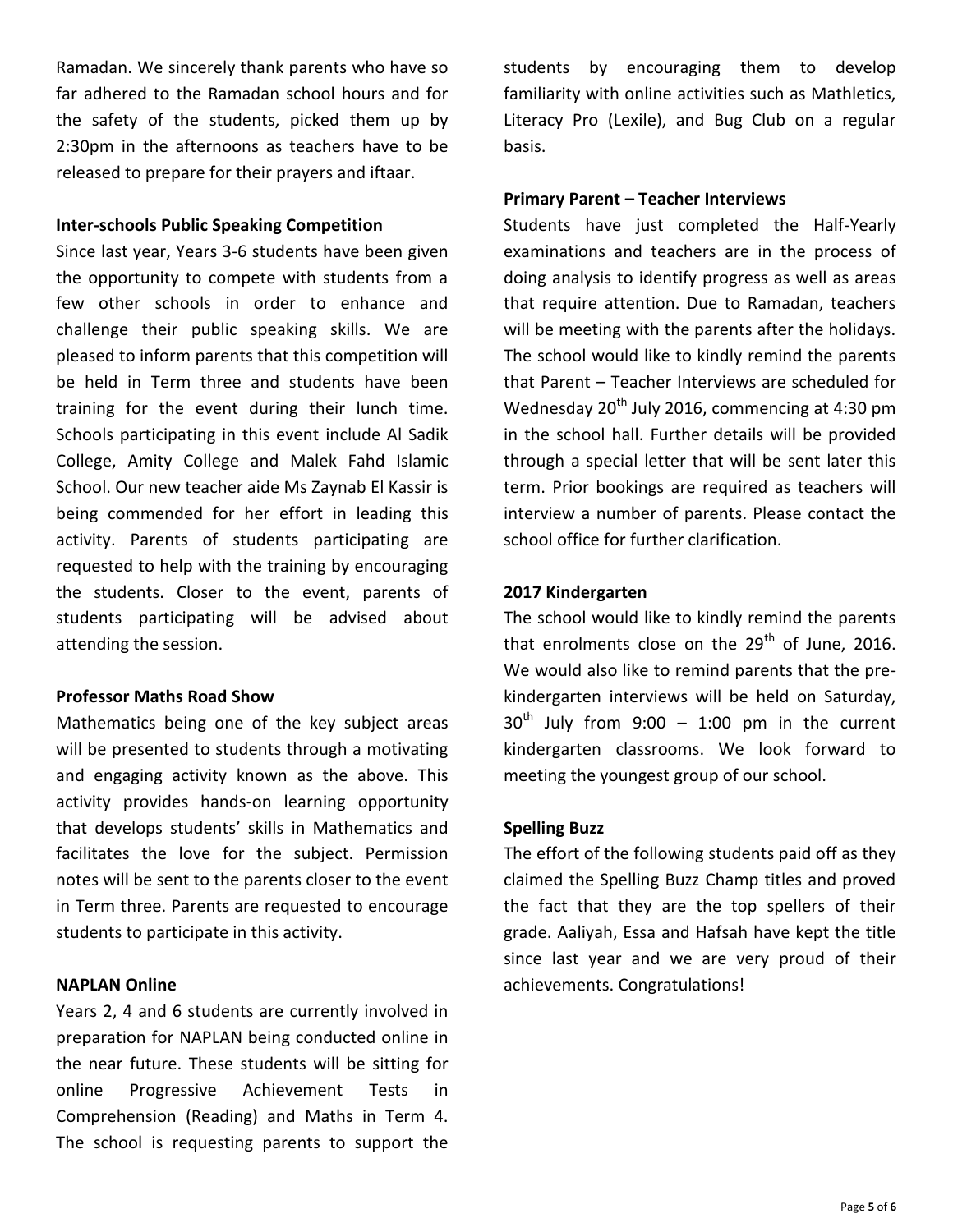Ramadan. We sincerely thank parents who have so far adhered to the Ramadan school hours and for the safety of the students, picked them up by 2:30pm in the afternoons as teachers have to be released to prepare for their prayers and iftaar.

**Inter-schools Public Speaking Competition**

Since last year, Years 3-6 students have been given the opportunity to compete with students from a few other schools in order to enhance and challenge their public speaking skills. We are pleased to inform parents that this competition will be held in Term three and students have been training for the event during their lunch time. Schools participating in this event include Al Sadik College, Amity College and Malek Fahd Islamic School. Our new teacher aide Ms Zaynab El Kassir is being commended for her effort in leading this activity. Parents of students participating are requested to help with the training by encouraging the students. Closer to the event, parents of students participating will be advised about attending the session.

**Professor Maths Road Show**

Mathematics being one of the key subject areas will be presented to students through a motivating and engaging activity known as the above. This activity provides hands-on learning opportunity that develops students' skills in Mathematics and facilitates the love for the subject. Permission notes will be sent to the parents closer to the event in Term three. Parents are requested to encourage students to participate in this activity.

**NAPLAN Online**

Years 2, 4 and 6 students are currently involved in preparation for NAPLAN being conducted online in the near future. These students will be sitting for online Progressive Achievement Tests in Comprehension (Reading) and Maths in Term 4. The school is requesting parents to support the students by encouraging them to develop familiarity with online activities such as Mathletics, Literacy Pro (Lexile), and Bug Club on a regular basis.

**Primary Parent – Teacher Interviews**

Students have just completed the Half-Yearly examinations and teachers are in the process of doing analysis to identify progress as well as areas that require attention. Due to Ramadan, teachers will be meeting with the parents after the holidays. The school would like to kindly remind the parents that Parent – Teacher Interviews are scheduled for Wednesday 20th July 2016, commencing at 4:30 pm in the school hall. Further details will be provided through a special letter that will be sent later this term. Prior bookings are required as teachers will interview a number of parents. Please contact the school office for further clarification.

**2017 Kindergarten**

The school would like to kindly remind the parents that enrolments close on the 29th of June, 2016. We would also like to remind parents that the pre-kindergarten interviews will be held on Saturday, 30th July from 9:00 – 1:00 pm in the current kindergarten classrooms. We look forward to meeting the youngest group of our school.

**Spelling Buzz**

The effort of the following students paid off as they claimed the Spelling Buzz Champ titles and proved the fact that they are the top spellers of their grade. Aaliyah, Essa and Hafsah have kept the title since last year and we are very proud of their achievements. Congratulations!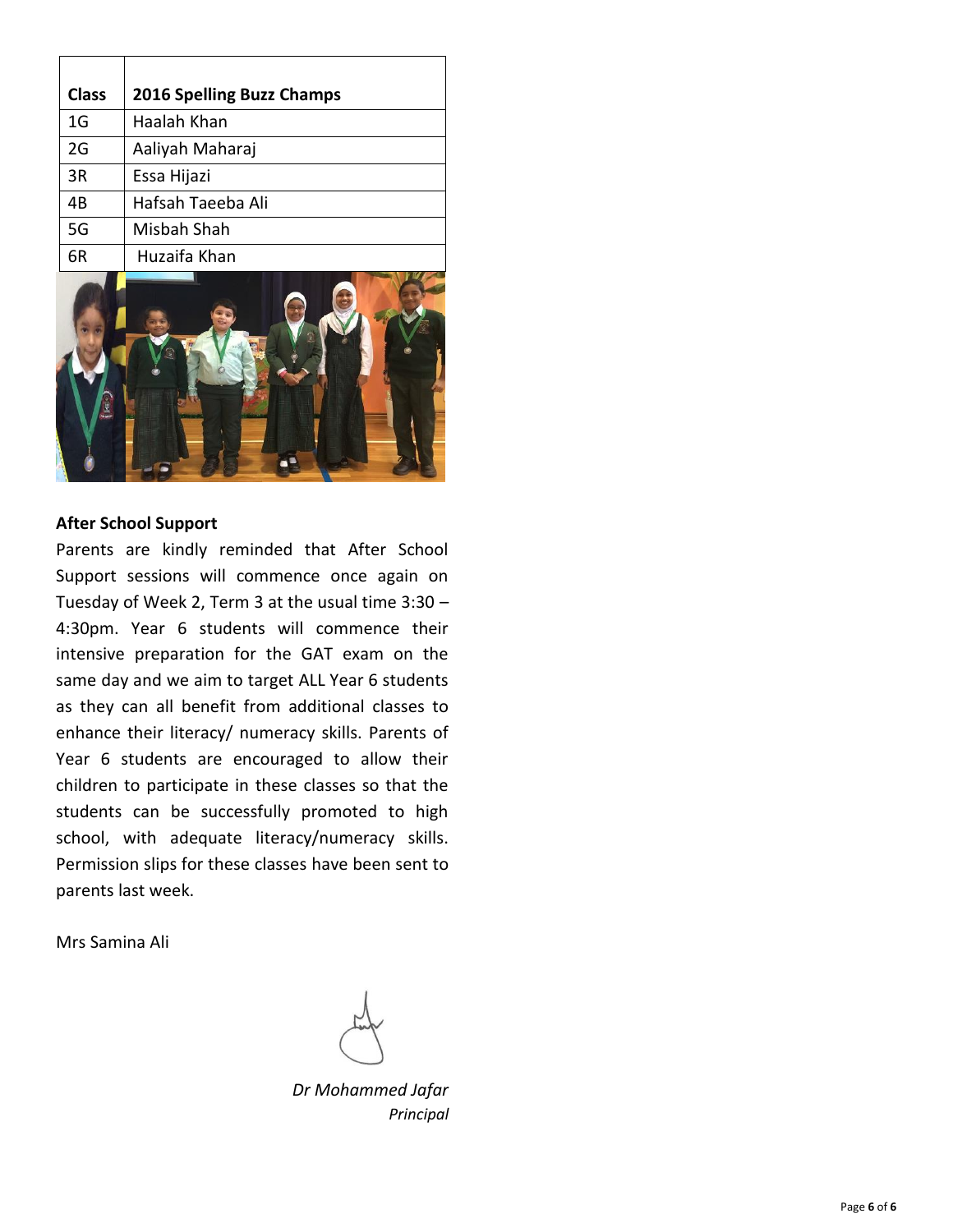| Class | 2016 Spelling Buzz Champs |
|---|---|
| 1G | Haalah Khan |
| 2G | Aaliyah Maharaj |
| 3R | Essa Hijazi |
| 4B | Hafsah Taeeba Ali |
| 5G | Misbah Shah |
| 6R | Huzaifa Khan |

**After School Support**

Parents are kindly reminded that After School Support sessions will commence once again on Tuesday of Week 2, Term 3 at the usual time 3:30 – 4:30pm. Year 6 students will commence their intensive preparation for the GAT exam on the same day and we aim to target ALL Year 6 students as they can all benefit from additional classes to enhance their literacy/ numeracy skills. Parents of Year 6 students are encouraged to allow their children to participate in these classes so that the students can be successfully promoted to high school, with adequate literacy/numeracy skills. Permission slips for these classes have been sent to parents last week.

Mrs Samina Ali

*Dr Mohammed Jafar*
*Principal*